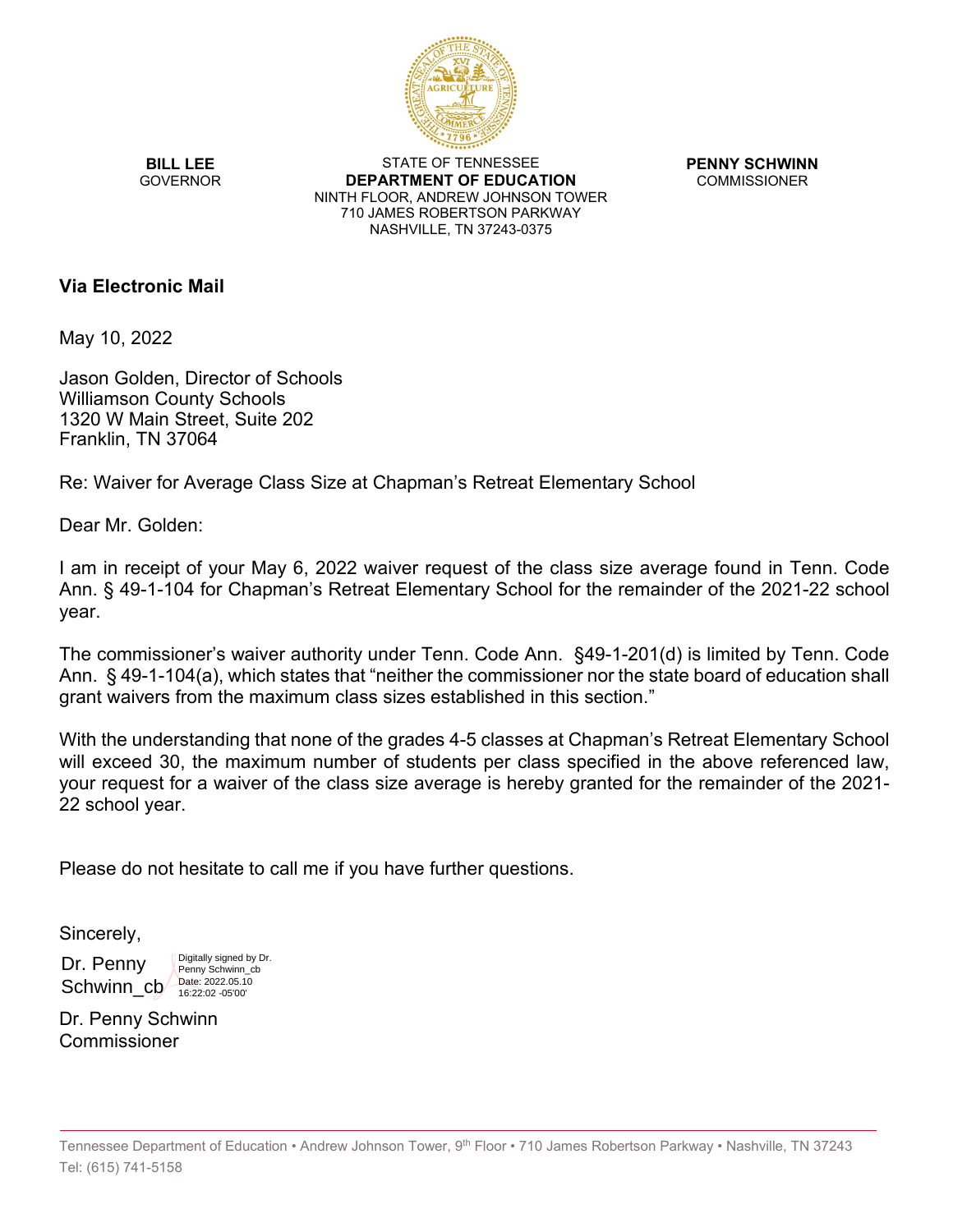**BILL LEE**
GOVERNOR

STATE OF TENNESSEE
**DEPARTMENT OF EDUCATION**
NINTH FLOOR, ANDREW JOHNSON TOWER
710 JAMES ROBERTSON PARKWAY
NASHVILLE, TN 37243-0375

**PENNY SCHWINN**
COMMISSIONER

**Via Electronic Mail**

May 10, 2022

Jason Golden, Director of Schools
Williamson County Schools
1320 W Main Street, Suite 202
Franklin, TN 37064

Re: Waiver for Average Class Size at Chapman's Retreat Elementary School

Dear Mr. Golden:

I am in receipt of your May 6, 2022 waiver request of the class size average found in Tenn. Code Ann. § 49-1-104 for Chapman's Retreat Elementary School for the remainder of the 2021-22 school year.

The commissioner's waiver authority under Tenn. Code Ann. §49-1-201(d) is limited by Tenn. Code Ann. § 49-1-104(a), which states that "neither the commissioner nor the state board of education shall grant waivers from the maximum class sizes established in this section."

With the understanding that none of the grades 4-5 classes at Chapman's Retreat Elementary School will exceed 30, the maximum number of students per class specified in the above referenced law, your request for a waiver of the class size average is hereby granted for the remainder of the 2021-22 school year.

Please do not hesitate to call me if you have further questions.

Sincerely,

Dr. Penny Schwinn_cb
Digitally signed by Dr. Penny Schwinn_cb
Date: 2022.05.10 16:22:02 -05'00'

Dr. Penny Schwinn
Commissioner

Tennessee Department of Education • Andrew Johnson Tower, 9th Floor • 710 James Robertson Parkway • Nashville, TN 37243
Tel: (615) 741-5158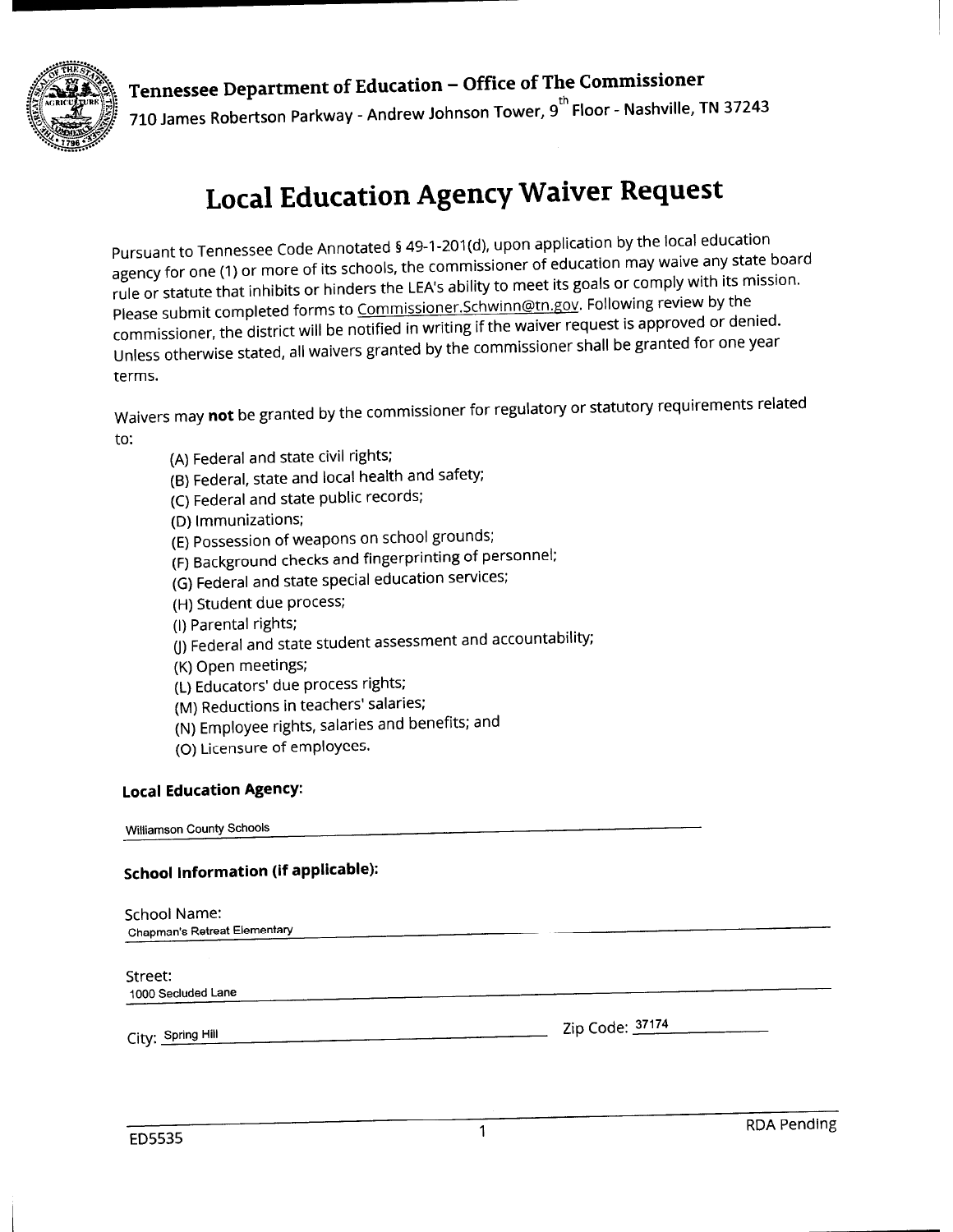**Tennessee Department of Education – Office of The Commissioner**
710 James Robertson Parkway - Andrew Johnson Tower, 9th Floor - Nashville, TN 37243

# Local Education Agency Waiver Request

Pursuant to Tennessee Code Annotated § 49-1-201(d), upon application by the local education agency for one (1) or more of its schools, the commissioner of education may waive any state board rule or statute that inhibits or hinders the LEA's ability to meet its goals or comply with its mission. Please submit completed forms to Commissioner.Schwinn@tn.gov. Following review by the commissioner, the district will be notified in writing if the waiver request is approved or denied. Unless otherwise stated, all waivers granted by the commissioner shall be granted for one year terms.

Waivers may **not** be granted by the commissioner for regulatory or statutory requirements related to:

- (A) Federal and state civil rights;
- (B) Federal, state and local health and safety;
- (C) Federal and state public records;
- (D) Immunizations;
- (E) Possession of weapons on school grounds;
- (F) Background checks and fingerprinting of personnel;
- (G) Federal and state special education services;
- (H) Student due process;
- (I) Parental rights;
- (J) Federal and state student assessment and accountability;
- (K) Open meetings;
- (L) Educators' due process rights;
- (M) Reductions in teachers' salaries;
- (N) Employee rights, salaries and benefits; and
- (O) Licensure of employees.

**Local Education Agency:**

Williamson County Schools

**School Information (if applicable):**

School Name: Chapman's Retreat Elementary

Street: 1000 Secluded Lane

City: Spring Hill Zip Code: 37174

ED5535 RDA Pending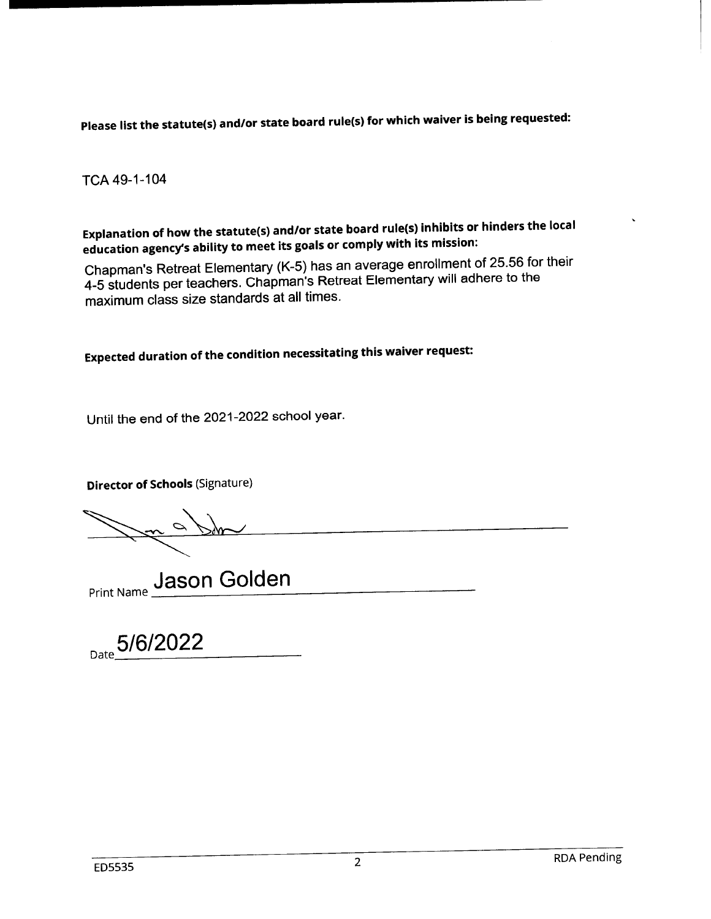**Please list the statute(s) and/or state board rule(s) for which waiver is being requested:**

TCA 49-1-104

**Explanation of how the statute(s) and/or state board rule(s) inhibits or hinders the local education agency's ability to meet its goals or comply with its mission:**

Chapman's Retreat Elementary (K-5) has an average enrollment of 25.56 for their 4-5 students per teachers. Chapman's Retreat Elementary will adhere to the maximum class size standards at all times.

**Expected duration of the condition necessitating this waiver request:**

Until the end of the 2021-2022 school year.

**Director of Schools** (Signature)

Print Name Jason Golden

Date 5/6/2022

ED5535 RDA Pending